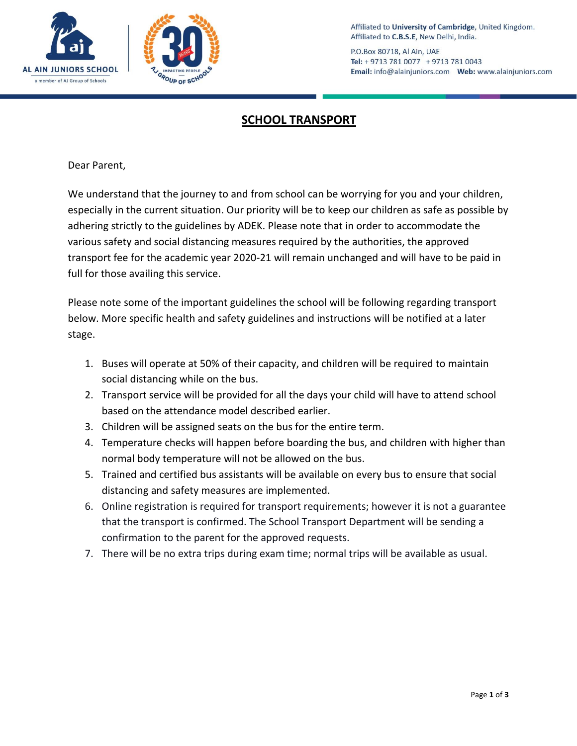Affiliated to **University of Cambridge**, United Kingdom.
Affiliated to **C.B.S.E**, New Delhi, India.

P.O.Box 80718, Al Ain, UAE
**Tel:** + 9713 781 0077 + 9713 781 0043
**Email:** info@alainjuniors.com **Web:** www.alainjuniors.com

# SCHOOL TRANSPORT

Dear Parent,

We understand that the journey to and from school can be worrying for you and your children, especially in the current situation. Our priority will be to keep our children as safe as possible by adhering strictly to the guidelines by ADEK. Please note that in order to accommodate the various safety and social distancing measures required by the authorities, the approved transport fee for the academic year 2020-21 will remain unchanged and will have to be paid in full for those availing this service.

Please note some of the important guidelines the school will be following regarding transport below. More specific health and safety guidelines and instructions will be notified at a later stage.

1. Buses will operate at 50% of their capacity, and children will be required to maintain social distancing while on the bus.
2. Transport service will be provided for all the days your child will have to attend school based on the attendance model described earlier.
3. Children will be assigned seats on the bus for the entire term.
4. Temperature checks will happen before boarding the bus, and children with higher than normal body temperature will not be allowed on the bus.
5. Trained and certified bus assistants will be available on every bus to ensure that social distancing and safety measures are implemented.
6. Online registration is required for transport requirements; however it is not a guarantee that the transport is confirmed. The School Transport Department will be sending a confirmation to the parent for the approved requests.
7. There will be no extra trips during exam time; normal trips will be available as usual.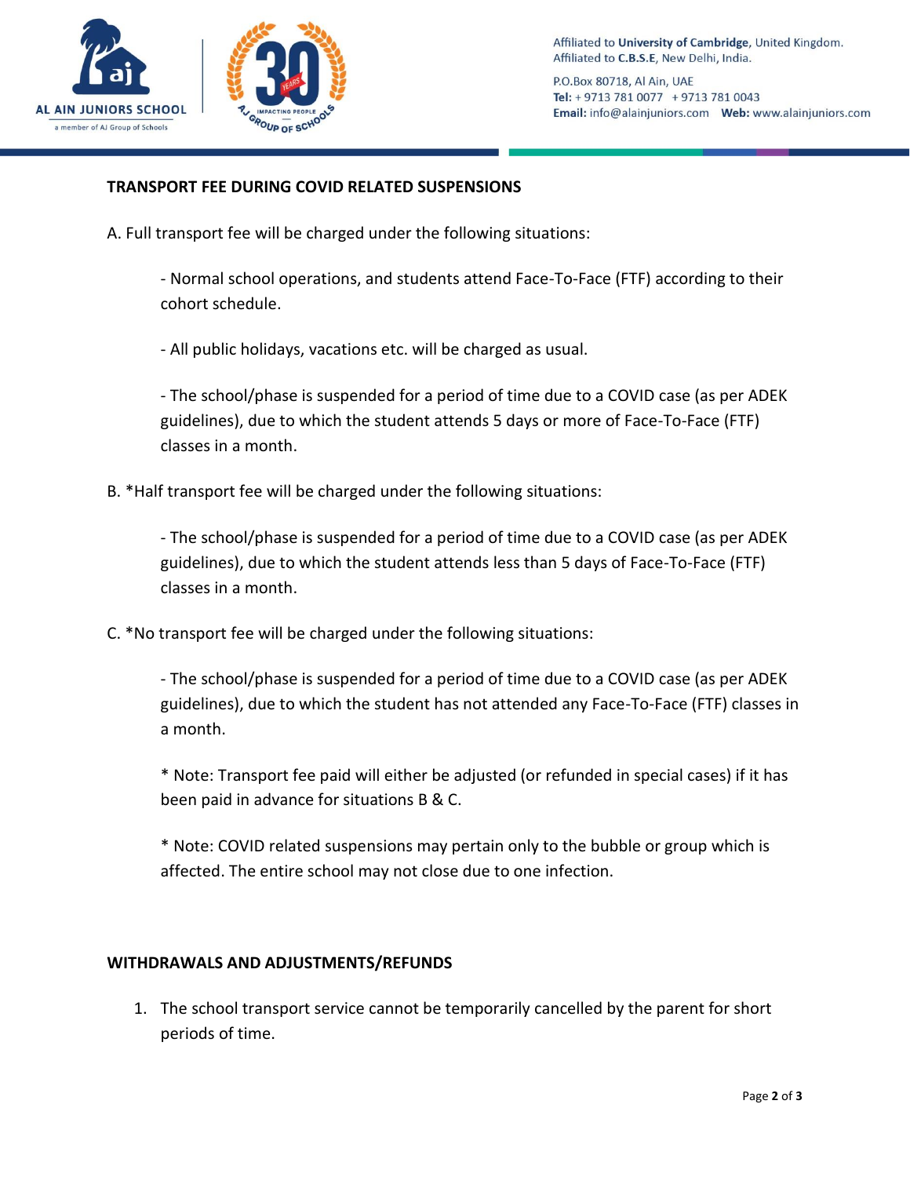**TRANSPORT FEE DURING COVID RELATED SUSPENSIONS**

A. Full transport fee will be charged under the following situations:

- Normal school operations, and students attend Face-To-Face (FTF) according to their cohort schedule.

- All public holidays, vacations etc. will be charged as usual.

- The school/phase is suspended for a period of time due to a COVID case (as per ADEK guidelines), due to which the student attends 5 days or more of Face-To-Face (FTF) classes in a month.

B. *Half transport fee will be charged under the following situations:

- The school/phase is suspended for a period of time due to a COVID case (as per ADEK guidelines), due to which the student attends less than 5 days of Face-To-Face (FTF) classes in a month.

C. *No transport fee will be charged under the following situations:

- The school/phase is suspended for a period of time due to a COVID case (as per ADEK guidelines), due to which the student has not attended any Face-To-Face (FTF) classes in a month.

\* Note: Transport fee paid will either be adjusted (or refunded in special cases) if it has been paid in advance for situations B & C.

\* Note: COVID related suspensions may pertain only to the bubble or group which is affected. The entire school may not close due to one infection.

**WITHDRAWALS AND ADJUSTMENTS/REFUNDS**

1. The school transport service cannot be temporarily cancelled by the parent for short periods of time.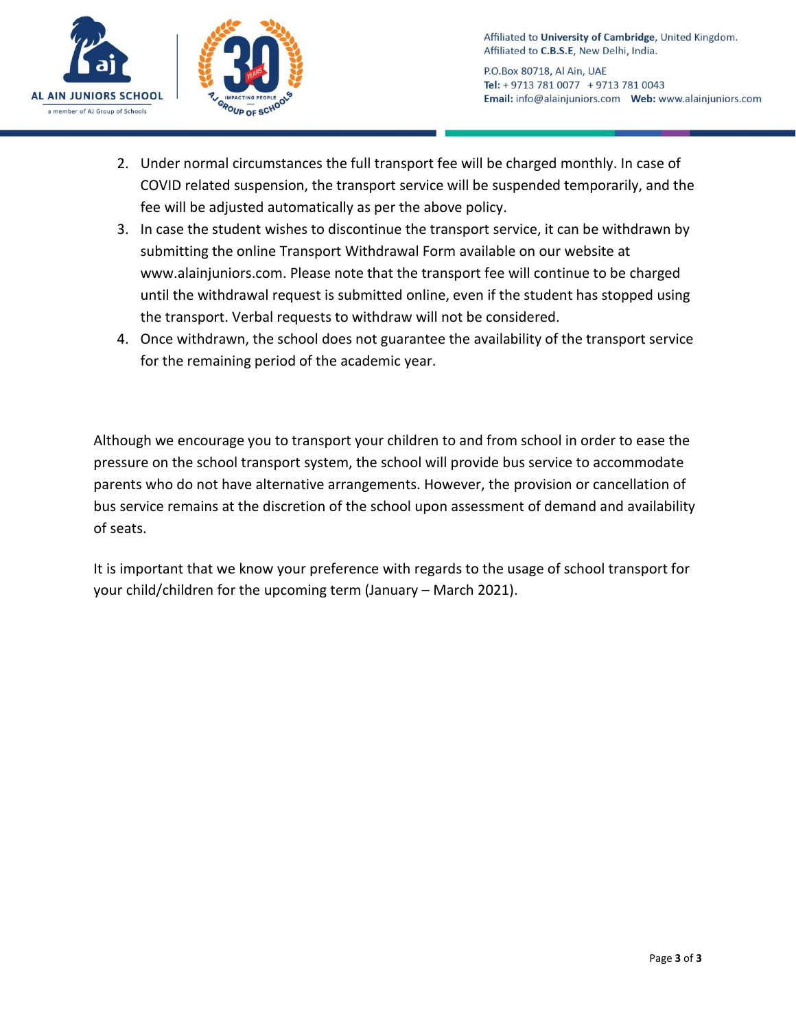2. Under normal circumstances the full transport fee will be charged monthly. In case of COVID related suspension, the transport service will be suspended temporarily, and the fee will be adjusted automatically as per the above policy.
3. In case the student wishes to discontinue the transport service, it can be withdrawn by submitting the online Transport Withdrawal Form available on our website at www.alainjuniors.com. Please note that the transport fee will continue to be charged until the withdrawal request is submitted online, even if the student has stopped using the transport. Verbal requests to withdraw will not be considered.
4. Once withdrawn, the school does not guarantee the availability of the transport service for the remaining period of the academic year.

Although we encourage you to transport your children to and from school in order to ease the pressure on the school transport system, the school will provide bus service to accommodate parents who do not have alternative arrangements. However, the provision or cancellation of bus service remains at the discretion of the school upon assessment of demand and availability of seats.

It is important that we know your preference with regards to the usage of school transport for your child/children for the upcoming term (January – March 2021).